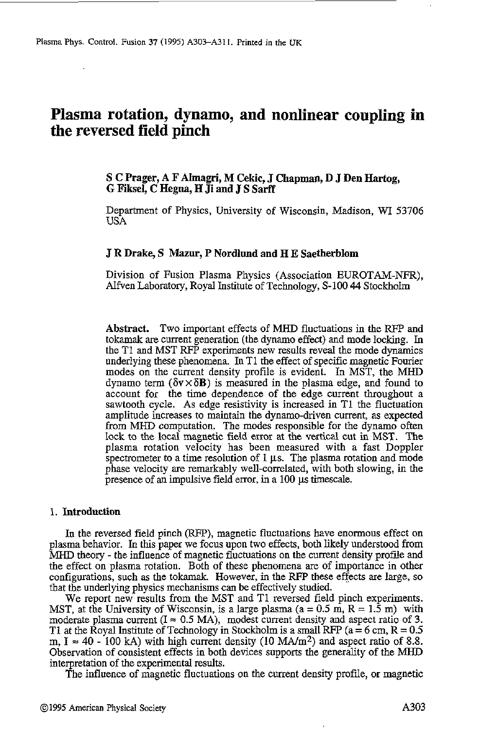# Plasma rotation, dynamo, and nonlinear coupling in the reversed field pinch

**S C Prager, A F Almagri, M Cekic, J Chapman, D J Den Hartog, G Fiksel, C Hegna, H Ji and J S Sarff**

Department of Physics, University of Wisconsin, Madison, WI 53706 USA

**J R Drake, S Mazur, P Nordlund and H E Saetherblom**

Division of Fusion Plasma Physics (Association EUROTAM-NFR), Alfven Laboratory, Royal Institute of Technology, S-100 44 Stockholm

**Abstract.** Two important effects of MHD fluctuations in the RFP and tokamak are current generation (the dynamo effect) and mode locking. In the T1 and MST RFP experiments new results reveal the mode dynamics underlying these phenomena. In T1 the effect of specific magnetic Fourier modes on the current density profile is evident. In MST, the MHD dynamo term ($\delta \mathbf{v} \times \delta \mathbf{B}$) is measured in the plasma edge, and found to account for the time dependence of the edge current throughout a sawtooth cycle. As edge resistivity is increased in T1 the fluctuation amplitude increases to maintain the dynamo-driven current, as expected from MHD computation. The modes responsible for the dynamo often lock to the local magnetic field error at the vertical cut in MST. The plasma rotation velocity has been measured with a fast Doppler spectrometer to a time resolution of 1 $\mu$s. The plasma rotation and mode phase velocity are remarkably well-correlated, with both slowing, in the presence of an impulsive field error, in a 100 $\mu$s timescale.

## 1. Introduction

In the reversed field pinch (RFP), magnetic fluctuations have enormous effect on plasma behavior. In this paper we focus upon two effects, both likely understood from MHD theory - the influence of magnetic fluctuations on the current density profile and the effect on plasma rotation. Both of these phenomena are of importance in other configurations, such as the tokamak. However, in the RFP these effects are large, so that the underlying physics mechanisms can be effectively studied.

We report new results from the MST and T1 reversed field pinch experiments. MST, at the University of Wisconsin, is a large plasma ($a = 0.5$ m, $R = 1.5$ m) with moderate plasma current ($I \approx 0.5$ MA), modest current density and aspect ratio of 3. T1 at the Royal Institute of Technology in Stockholm is a small RFP ($a = 6$ cm, $R = 0.5$ m, $I \approx 40$ - $100$ kA) with high current density (10 MA/m$^2$) and aspect ratio of 8.8. Observation of consistent effects in both devices supports the generality of the MHD interpretation of the experimental results.

The influence of magnetic fluctuations on the current density profile, or magnetic

©1995 American Physical Society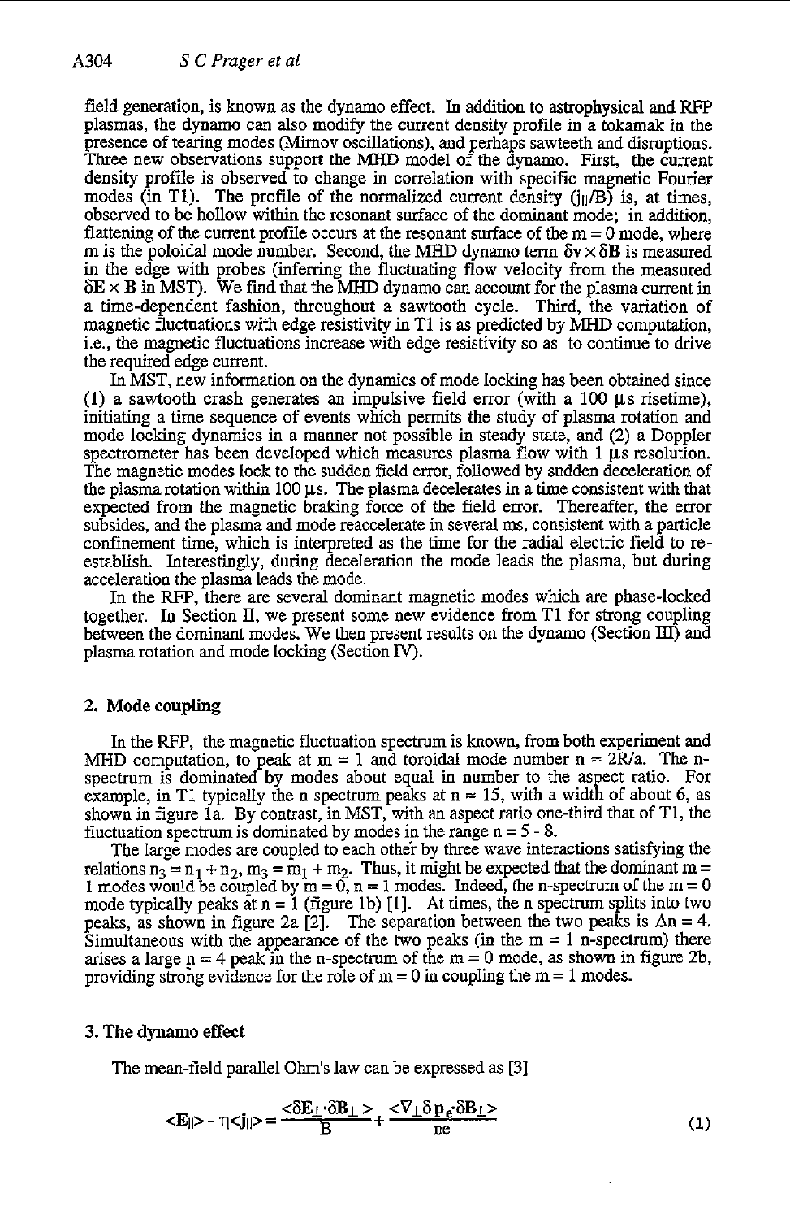field generation, is known as the dynamo effect. In addition to astrophysical and RFP plasmas, the dynamo can also modify the current density profile in a tokamak in the presence of tearing modes (Mirnov oscillations), and perhaps sawteeth and disruptions. Three new observations support the MHD model of the dynamo. First, the current density profile is observed to change in correlation with specific magnetic Fourier modes (in T1). The profile of the normalized current density ($j_{||}/B$) is, at times, observed to be hollow within the resonant surface of the dominant mode; in addition, flattening of the current profile occurs at the resonant surface of the m = 0 mode, where m is the poloidal mode number. Second, the MHD dynamo term $\delta \mathbf{v} \times \delta \mathbf{B}$ is measured in the edge with probes (inferring the fluctuating flow velocity from the measured $\delta \mathbf{E} \times \mathbf{B}$ in MST). We find that the MHD dynamo can account for the plasma current in a time-dependent fashion, throughout a sawtooth cycle. Third, the variation of magnetic fluctuations with edge resistivity in T1 is as predicted by MHD computation, i.e., the magnetic fluctuations increase with edge resistivity so as to continue to drive the required edge current.

In MST, new information on the dynamics of mode locking has been obtained since (1) a sawtooth crash generates an impulsive field error (with a 100 μs risetime), initiating a time sequence of events which permits the study of plasma rotation and mode locking dynamics in a manner not possible in steady state, and (2) a Doppler spectrometer has been developed which measures plasma flow with 1 μs resolution. The magnetic modes lock to the sudden field error, followed by sudden deceleration of the plasma rotation within 100 μs. The plasma decelerates in a time consistent with that expected from the magnetic braking force of the field error. Thereafter, the error subsides, and the plasma and mode reaccelerate in several ms, consistent with a particle confinement time, which is interpreted as the time for the radial electric field to re-establish. Interestingly, during deceleration the mode leads the plasma, but during acceleration the plasma leads the mode.

In the RFP, there are several dominant magnetic modes which are phase-locked together. In Section II, we present some new evidence from T1 for strong coupling between the dominant modes. We then present results on the dynamo (Section III) and plasma rotation and mode locking (Section IV).

## 2. Mode coupling

In the RFP, the magnetic fluctuation spectrum is known, from both experiment and MHD computation, to peak at m = 1 and toroidal mode number $n \approx 2R/a$. The n-spectrum is dominated by modes about equal in number to the aspect ratio. For example, in T1 typically the n spectrum peaks at $n \approx 15$, with a width of about 6, as shown in figure 1a. By contrast, in MST, with an aspect ratio one-third that of T1, the fluctuation spectrum is dominated by modes in the range n = 5 - 8.

The large modes are coupled to each other by three wave interactions satisfying the relations $n_3 = n_1 + n_2$, $m_3 = m_1 + m_2$. Thus, it might be expected that the dominant m = 1 modes would be coupled by m = 0, n = 1 modes. Indeed, the n-spectrum of the m = 0 mode typically peaks at n = 1 (figure 1b) [1]. At times, the n spectrum splits into two peaks, as shown in figure 2a [2]. The separation between the two peaks is $\Delta n = 4$. Simultaneous with the appearance of the two peaks (in the m = 1 n-spectrum) there arises a large n = 4 peak in the n-spectrum of the m = 0 mode, as shown in figure 2b, providing strong evidence for the role of m = 0 in coupling the m = 1 modes.

## 3. The dynamo effect

The mean-field parallel Ohm's law can be expressed as [3]

$$<E_{||}> - \eta <j_{||}> = \frac{<\delta \mathbf{E}_{\perp} \cdot \delta \mathbf{B}_{\perp}>}{B} + \frac{<\nabla_{\perp} \delta p_e \cdot \delta \mathbf{B}_{\perp}>}{ne} \qquad (1)$$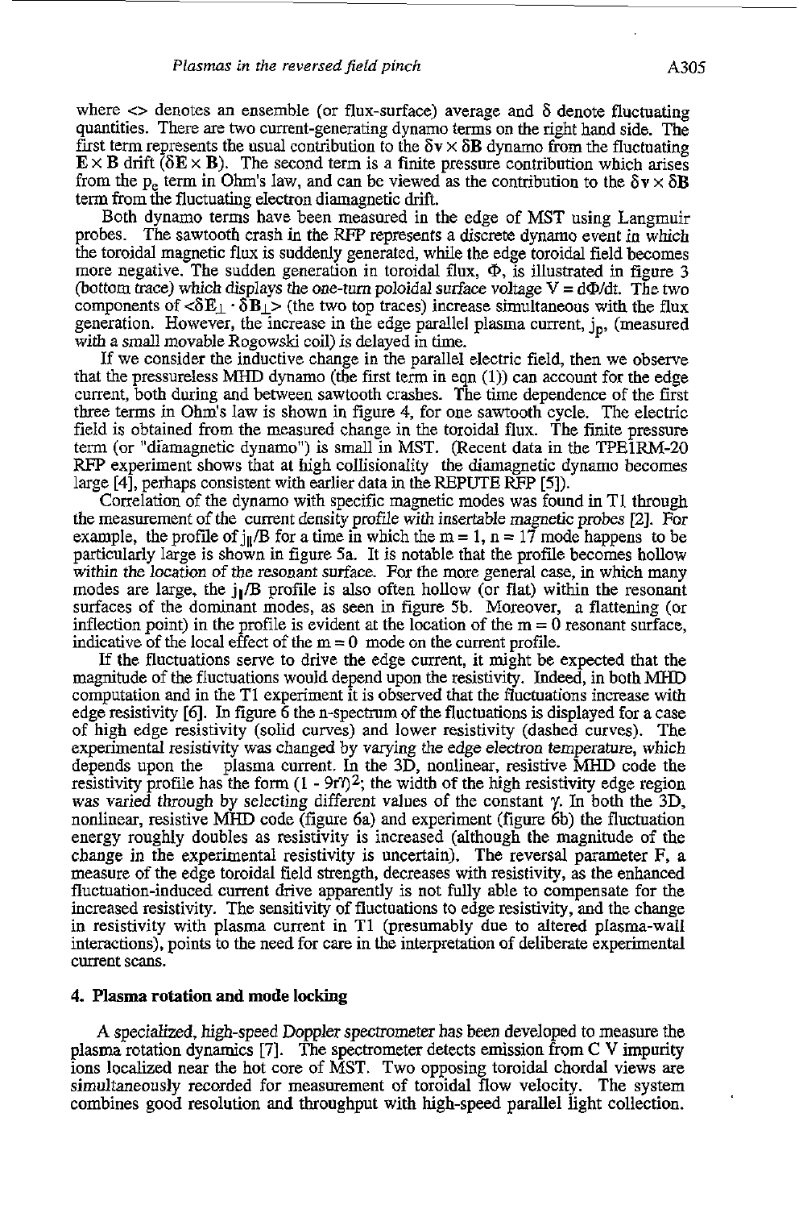where <> denotes an ensemble (or flux-surface) average and $\delta$ denote fluctuating quantities. There are two current-generating dynamo terms on the right hand side. The first term represents the usual contribution to the $\delta \mathbf{v} \times \delta \mathbf{B}$ dynamo from the fluctuating $\mathbf{E} \times \mathbf{B}$ drift ($\delta \mathbf{E} \times \mathbf{B}$). The second term is a finite pressure contribution which arises from the $p_e$ term in Ohm's law, and can be viewed as the contribution to the $\delta \mathbf{v} \times \delta \mathbf{B}$ term from the fluctuating electron diamagnetic drift.

Both dynamo terms have been measured in the edge of MST using Langmuir probes. The sawtooth crash in the RFP represents a discrete dynamo event in which the toroidal magnetic flux is suddenly generated, while the edge toroidal field becomes more negative. The sudden generation in toroidal flux, $\Phi$, is illustrated in figure 3 (bottom trace) which displays the one-turn poloidal surface voltage $V = d\Phi/dt$. The two components of $<\delta E_\perp \cdot \delta B_\perp>$ (the two top traces) increase simultaneous with the flux generation. However, the increase in the edge parallel plasma current, $j_p$, (measured with a small movable Rogowski coil) is delayed in time.

If we consider the inductive change in the parallel electric field, then we observe that the pressureless MHD dynamo (the first term in eqn (1)) can account for the edge current, both during and between sawtooth crashes. The time dependence of the first three terms in Ohm's law is shown in figure 4, for one sawtooth cycle. The electric field is obtained from the measured change in the toroidal flux. The finite pressure term (or "diamagnetic dynamo") is small in MST. (Recent data in the TPE1RM-20 RFP experiment shows that at high collisionality the diamagnetic dynamo becomes large [4], perhaps consistent with earlier data in the REPUTE RFP [5]).

Correlation of the dynamo with specific magnetic modes was found in T1 through the measurement of the current density profile with insertable magnetic probes [2]. For example, the profile of $j_\parallel/B$ for a time in which the $m = 1$, $n = 17$ mode happens to be particularly large is shown in figure 5a. It is notable that the profile becomes hollow within the location of the resonant surface. For the more general case, in which many modes are large, the $j_\parallel/B$ profile is also often hollow (or flat) within the resonant surfaces of the dominant modes, as seen in figure 5b. Moreover, a flattening (or inflection point) in the profile is evident at the location of the $m = 0$ resonant surface, indicative of the local effect of the $m = 0$ mode on the current profile.

If the fluctuations serve to drive the edge current, it might be expected that the magnitude of the fluctuations would depend upon the resistivity. Indeed, in both MHD computation and in the T1 experiment it is observed that the fluctuations increase with edge resistivity [6]. In figure 6 the n-spectrum of the fluctuations is displayed for a case of high edge resistivity (solid curves) and lower resistivity (dashed curves). The experimental resistivity was changed by varying the edge electron temperature, which depends upon the plasma current. In the 3D, nonlinear, resistive MHD code the resistivity profile has the form $(1 - 9r^\gamma)^2$; the width of the high resistivity edge region was varied through by selecting different values of the constant $\gamma$. In both the 3D, nonlinear, resistive MHD code (figure 6a) and experiment (figure 6b) the fluctuation energy roughly doubles as resistivity is increased (although the magnitude of the change in the experimental resistivity is uncertain). The reversal parameter F, a measure of the edge toroidal field strength, decreases with resistivity, as the enhanced fluctuation-induced current drive apparently is not fully able to compensate for the increased resistivity. The sensitivity of fluctuations to edge resistivity, and the change in resistivity with plasma current in T1 (presumably due to altered plasma-wall interactions), points to the need for care in the interpretation of deliberate experimental current scans.

## 4. Plasma rotation and mode locking

A specialized, high-speed Doppler spectrometer has been developed to measure the plasma rotation dynamics [7]. The spectrometer detects emission from C V impurity ions localized near the hot core of MST. Two opposing toroidal chordal views are simultaneously recorded for measurement of toroidal flow velocity. The system combines good resolution and throughput with high-speed parallel light collection.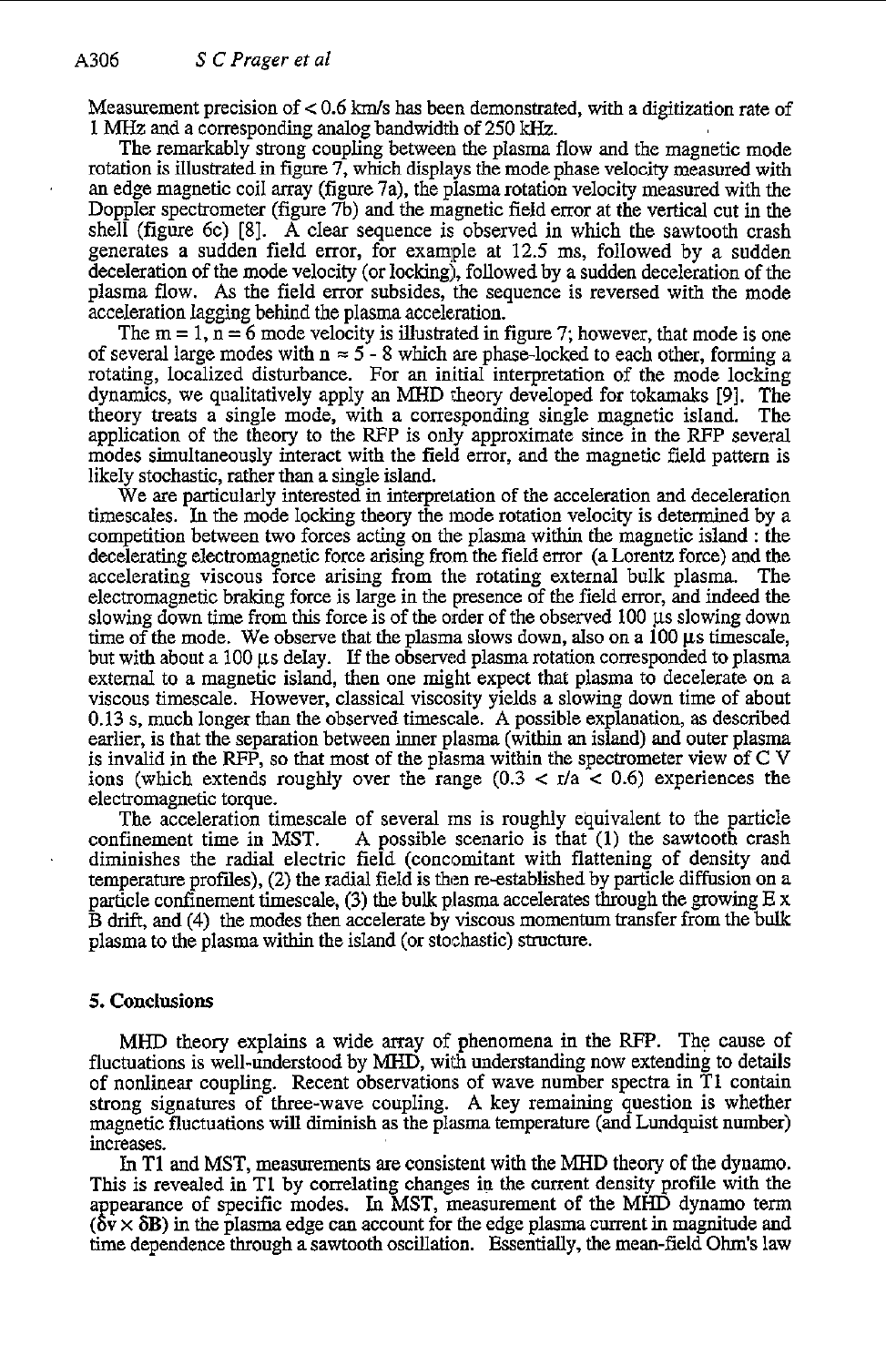Measurement precision of < 0.6 km/s has been demonstrated, with a digitization rate of 1 MHz and a corresponding analog bandwidth of 250 kHz.

The remarkably strong coupling between the plasma flow and the magnetic mode rotation is illustrated in figure 7, which displays the mode phase velocity measured with an edge magnetic coil array (figure 7a), the plasma rotation velocity measured with the Doppler spectrometer (figure 7b) and the magnetic field error at the vertical cut in the shell (figure 6c) [8]. A clear sequence is observed in which the sawtooth crash generates a sudden field error, for example at 12.5 ms, followed by a sudden deceleration of the mode velocity (or locking), followed by a sudden deceleration of the plasma flow. As the field error subsides, the sequence is reversed with the mode acceleration lagging behind the plasma acceleration.

The $m = 1$, $n = 6$ mode velocity is illustrated in figure 7; however, that mode is one of several large modes with $n \approx 5$ - 8 which are phase-locked to each other, forming a rotating, localized disturbance. For an initial interpretation of the mode locking dynamics, we qualitatively apply an MHD theory developed for tokamaks [9]. The theory treats a single mode, with a corresponding single magnetic island. The application of the theory to the RFP is only approximate since in the RFP several modes simultaneously interact with the field error, and the magnetic field pattern is likely stochastic, rather than a single island.

We are particularly interested in interpretation of the acceleration and deceleration timescales. In the mode locking theory the mode rotation velocity is determined by a competition between two forces acting on the plasma within the magnetic island : the decelerating electromagnetic force arising from the field error (a Lorentz force) and the accelerating viscous force arising from the rotating external bulk plasma. The electromagnetic braking force is large in the presence of the field error, and indeed the slowing down time from this force is of the order of the observed 100 μs slowing down time of the mode. We observe that the plasma slows down, also on a 100 μs timescale, but with about a 100 μs delay. If the observed plasma rotation corresponded to plasma external to a magnetic island, then one might expect that plasma to decelerate on a viscous timescale. However, classical viscosity yields a slowing down time of about 0.13 s, much longer than the observed timescale. A possible explanation, as described earlier, is that the separation between inner plasma (within an island) and outer plasma is invalid in the RFP, so that most of the plasma within the spectrometer view of C V ions (which extends roughly over the range ($0.3 < r/a < 0.6$) experiences the electromagnetic torque.

The acceleration timescale of several ms is roughly equivalent to the particle confinement time in MST. A possible scenario is that (1) the sawtooth crash diminishes the radial electric field (concomitant with flattening of density and temperature profiles), (2) the radial field is then re-established by particle diffusion on a particle confinement timescale, (3) the bulk plasma accelerates through the growing $E \times B$ drift, and (4) the modes then accelerate by viscous momentum transfer from the bulk plasma to the plasma within the island (or stochastic) structure.

## 5. Conclusions

MHD theory explains a wide array of phenomena in the RFP. The cause of fluctuations is well-understood by MHD, with understanding now extending to details of nonlinear coupling. Recent observations of wave number spectra in T1 contain strong signatures of three-wave coupling. A key remaining question is whether magnetic fluctuations will diminish as the plasma temperature (and Lundquist number) increases.

In T1 and MST, measurements are consistent with the MHD theory of the dynamo. This is revealed in T1 by correlating changes in the current density profile with the appearance of specific modes. In MST, measurement of the MHD dynamo term ($\delta v \times \delta B$) in the plasma edge can account for the edge plasma current in magnitude and time dependence through a sawtooth oscillation. Essentially, the mean-field Ohm's law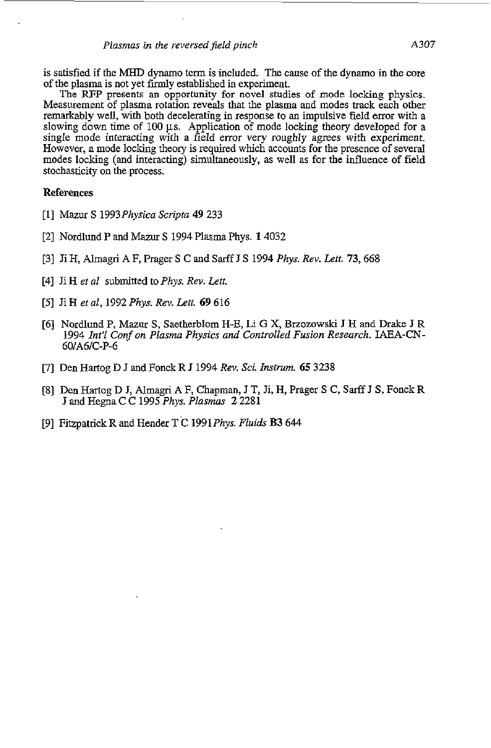is satisfied if the MHD dynamo term is included. The cause of the dynamo in the core of the plasma is not yet firmly established in experiment.

The RFP presents an opportunity for novel studies of mode locking physics. Measurement of plasma rotation reveals that the plasma and modes track each other remarkably well, with both decelerating in response to an impulsive field error with a slowing down time of 100 μs. Application of mode locking theory developed for a single mode interacting with a field error very roughly agrees with experiment. However, a mode locking theory is required which accounts for the presence of several modes locking (and interacting) simultaneously, as well as for the influence of field stochasticity on the process.

## References

[1] Mazur S 1993 *Physica Scripta* **49** 233

[2] Nordlund P and Mazur S 1994 Plasma Phys. **1** 4032

[3] Ji H, Almagri A F, Prager S C and Sarff J S 1994 *Phys. Rev. Lett.* **73**, 668

[4] Ji H *et al* submitted to *Phys. Rev. Lett.*

[5] Ji H *et al*, 1992 *Phys. Rev. Lett.* **69** 616

[6] Nordlund P, Mazur S, Saetherblom H-E, Li G X, Brzozowski J H and Drake J R 1994 *Int'l Conf on Plasma Physics and Controlled Fusion Research*. IAEA-CN-60/A6/C-P-6

[7] Den Hartog D J and Fonck R J 1994 *Rev. Sci. Instrum.* **65** 3238

[8] Den Hartog D J, Almagri A F, Chapman, J T, Ji, H, Prager S C, Sarff J S, Fonck R J and Hegna C C 1995 *Phys. Plasmas* **2** 2281

[9] Fitzpatrick R and Hender T C 1991 *Phys. Fluids* **B3** 644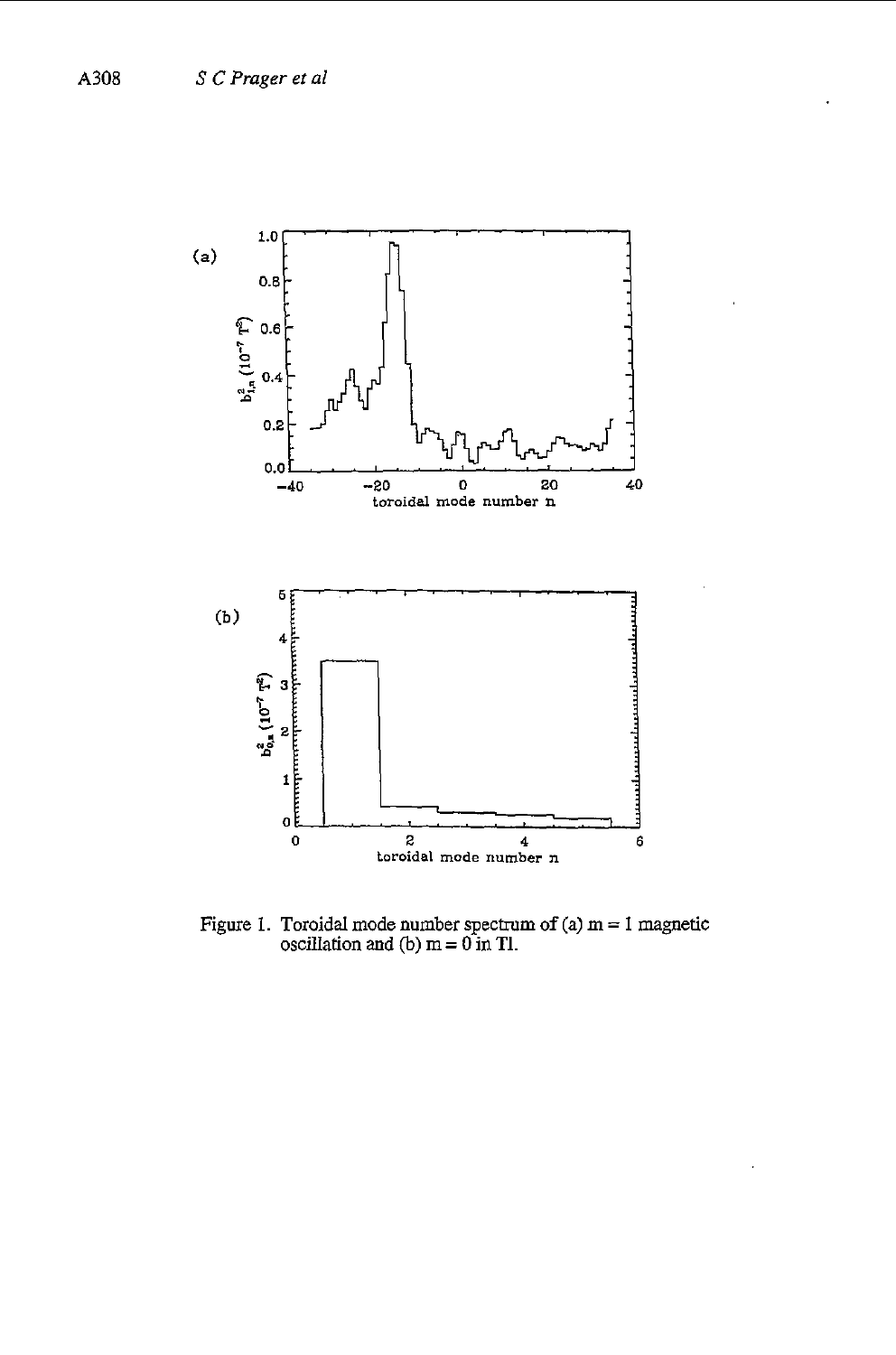Figure 1. Toroidal mode number spectrum of (a) m = 1 magnetic oscillation and (b) m = 0 in T1.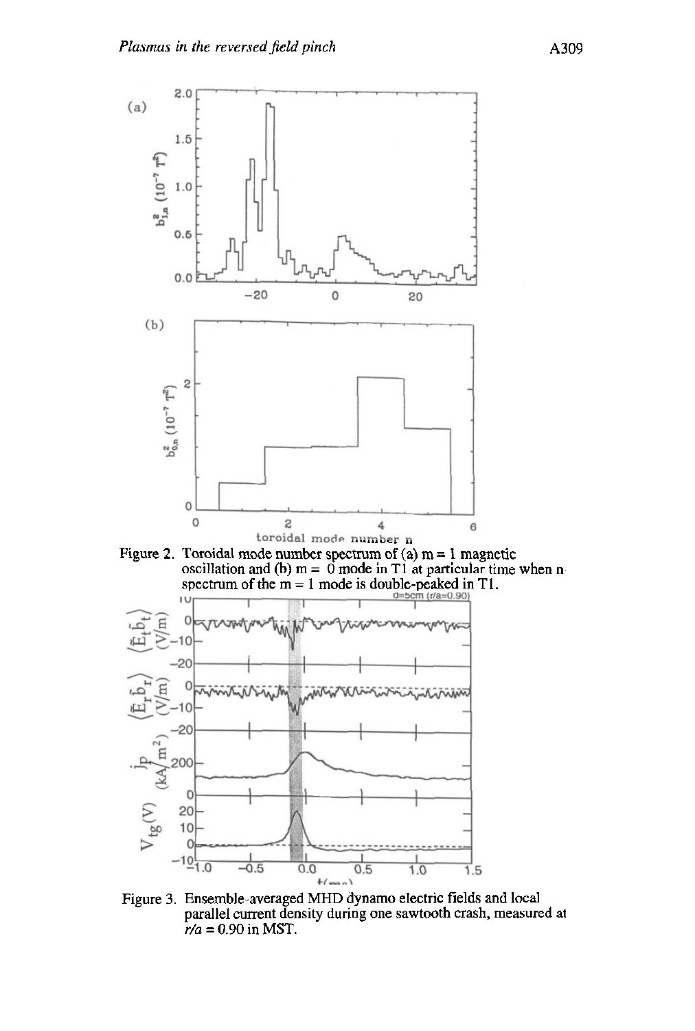Figure 2. Toroidal mode number spectrum of (a) m = 1 magnetic oscillation and (b) m = 0 mode in T1 at particular time when n spectrum of the m = 1 mode is double-peaked in T1.

Figure 3. Ensemble-averaged MHD dynamo electric fields and local parallel current density during one sawtooth crash, measured at $r/a = 0.90$ in MST.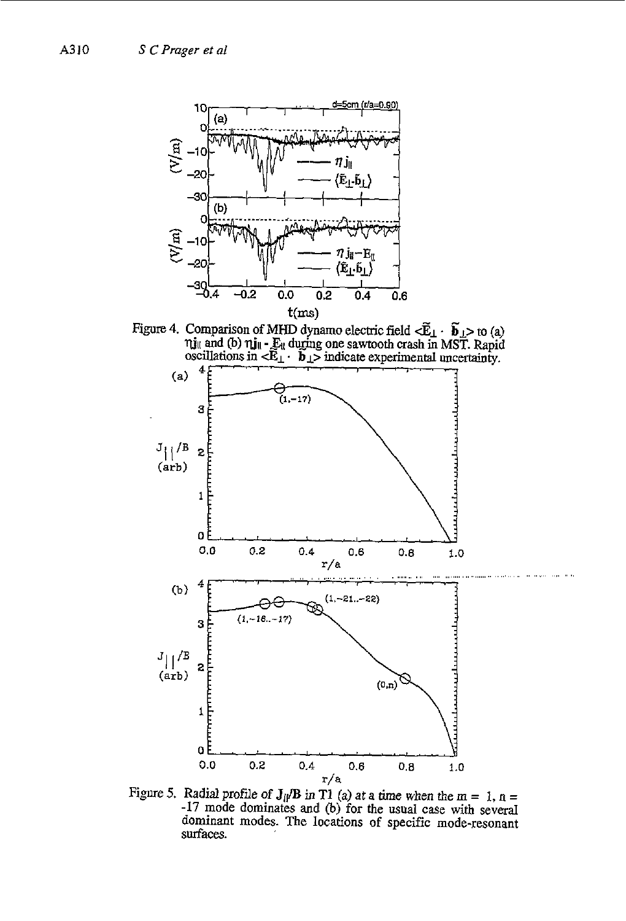Figure 4. Comparison of MHD dynamo electric field $\langle \tilde{E}_\perp \cdot \tilde{b}_\perp \rangle$ to (a) $\eta j_\parallel$ and (b) $\eta j_\parallel - E_\parallel$ during one sawtooth crash in MST. Rapid oscillations in $\langle \tilde{E}_\perp \cdot \tilde{b}_\perp \rangle$ indicate experimental uncertainty.

Figure 5. Radial profile of $J_\parallel/B$ in T1 (a) at a time when the $m = 1$, $n = -17$ mode dominates and (b) for the usual case with several dominant modes. The locations of specific mode-resonant surfaces.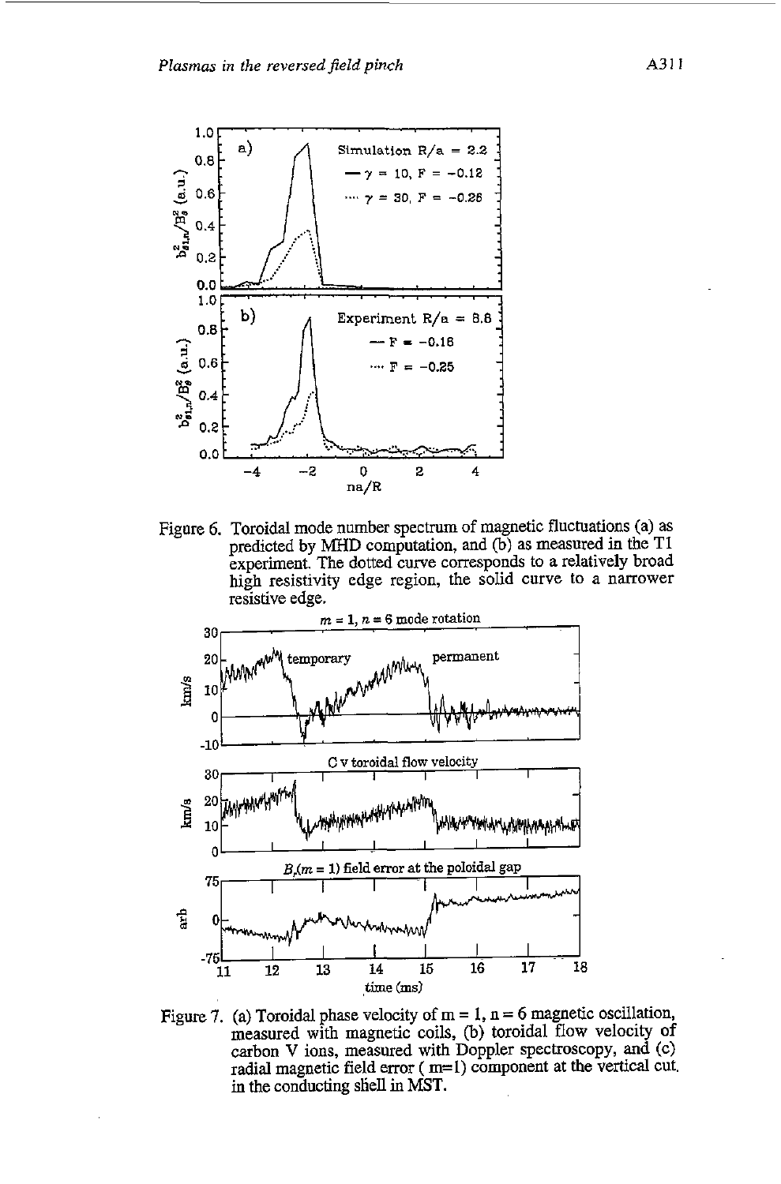a)

Simulation R/a = 2.2

— $\gamma$ = 10, F = −0.12

···· $\gamma$ = 30, F = −0.26

$b^2_{\theta 1,n}/B^2_\theta$ (a.u.)

b)

Experiment R/a = 8.6

— F = −0.16

···· F = −0.25

$b^2_{\theta 1,n}/B^2_\theta$ (a.u.)

na/R

Figure 6. Toroidal mode number spectrum of magnetic fluctuations (a) as predicted by MHD computation, and (b) as measured in the T1 experiment. The dotted curve corresponds to a relatively broad high resistivity edge region, the solid curve to a narrower resistive edge.

$m = 1$, $n = 6$ mode rotation

temporary

permanent

km/s

C v toroidal flow velocity

km/s

$B_r(m = 1)$ field error at the poloidal gap

arb

time (ms)

Figure 7. (a) Toroidal phase velocity of m = 1, n = 6 magnetic oscillation, measured with magnetic coils, (b) toroidal flow velocity of carbon V ions, measured with Doppler spectroscopy, and (c) radial magnetic field error ( m=1) component at the vertical cut in the conducting shell in MST.